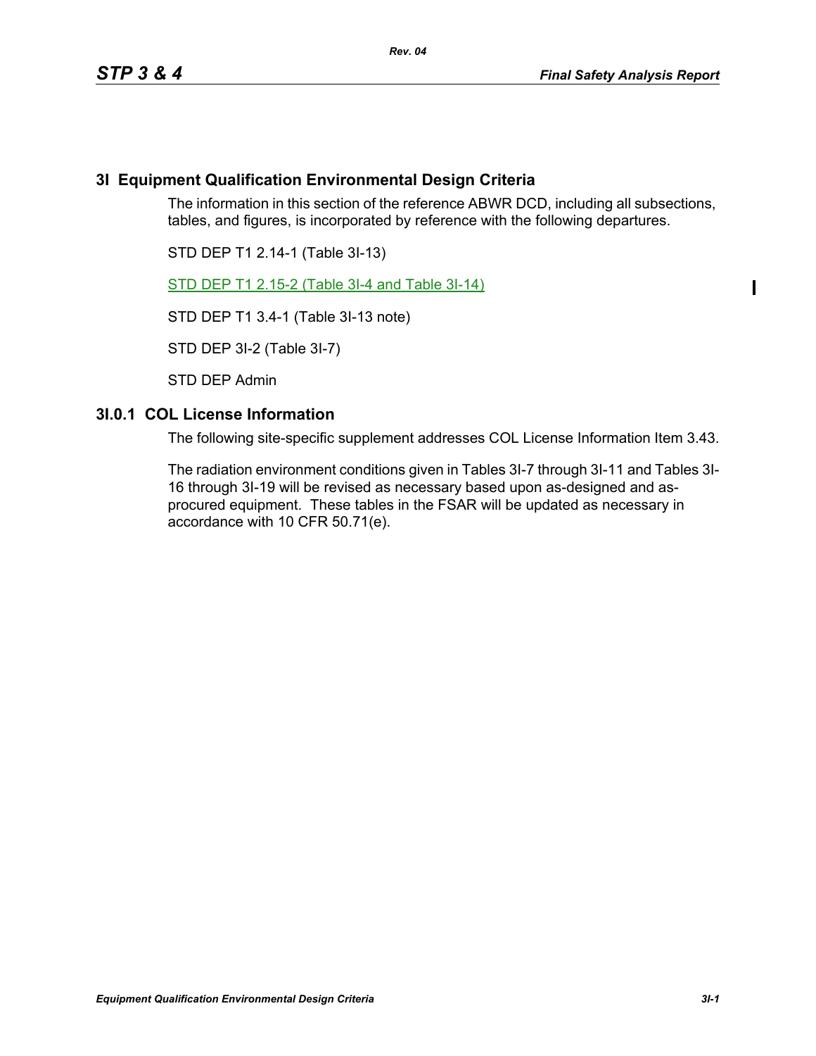## 3I Equipment Qualification Environmental Design Criteria

The information in this section of the reference ABWR DCD, including all subsections, tables, and figures, is incorporated by reference with the following departures.

STD DEP T1 2.14-1 (Table 3I-13)

STD DEP T1 2.15-2 (Table 3I-4 and Table 3I-14)

STD DEP T1 3.4-1 (Table 3I-13 note)

STD DEP 3I-2 (Table 3I-7)

STD DEP Admin

### 3I.0.1 COL License Information

The following site-specific supplement addresses COL License Information Item 3.43.

The radiation environment conditions given in Tables 3I-7 through 3I-11 and Tables 3I-16 through 3I-19 will be revised as necessary based upon as-designed and as-procured equipment. These tables in the FSAR will be updated as necessary in accordance with 10 CFR 50.71(e).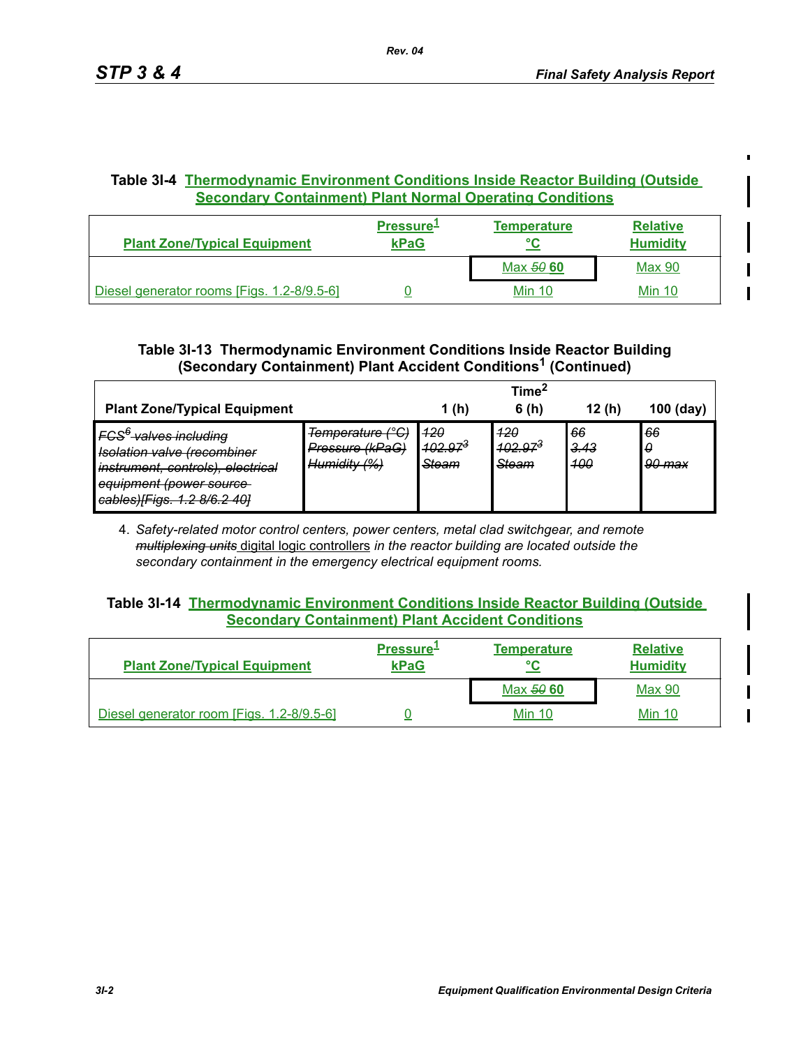**Table 3I-4 Thermodynamic Environment Conditions Inside Reactor Building (Outside Secondary Containment) Plant Normal Operating Conditions**

| Plant Zone/Typical Equipment | Pressure[1] kPaG | Temperature °C | Relative Humidity |
|---|---|---|---|
| | | Max ~~50~~ **60** | Max 90 |
| Diesel generator rooms [Figs. 1.2-8/9.5-6] | 0 | Min 10 | Min 10 |

**Table 3I-13 Thermodynamic Environment Conditions Inside Reactor Building (Secondary Containment) Plant Accident Conditions[1] (Continued)**

| Plant Zone/Typical Equipment | | Time[2] 1 (h) | 6 (h) | 12 (h) | 100 (day) |
|---|---|---|---|---|---|
| ~~FCS[6] valves including Isolation valve (recombiner instrument, controls), electrical equipment (power source cables)[Figs. 1.2 8/6.2 40]~~ | ~~Temperature (°C)~~ ~~Pressure (kPaG)~~ ~~Humidity (%)~~ | ~~120~~ ~~102.97[3]~~ ~~Steam~~ | ~~120~~ ~~102.97[3]~~ ~~Steam~~ | ~~66~~ ~~3.43~~ ~~100~~ | ~~66~~ ~~0~~ ~~90 max~~ |

4. *Safety-related motor control centers, power centers, metal clad switchgear, and remote* ~~*multiplexing units*~~ digital logic controllers *in the reactor building are located outside the secondary containment in the emergency electrical equipment rooms.*

**Table 3I-14 Thermodynamic Environment Conditions Inside Reactor Building (Outside Secondary Containment) Plant Accident Conditions**

| Plant Zone/Typical Equipment | Pressure[1] kPaG | Temperature °C | Relative Humidity |
|---|---|---|---|
| | | Max ~~50~~ **60** | Max 90 |
| Diesel generator room [Figs. 1.2-8/9.5-6] | 0 | Min 10 | Min 10 |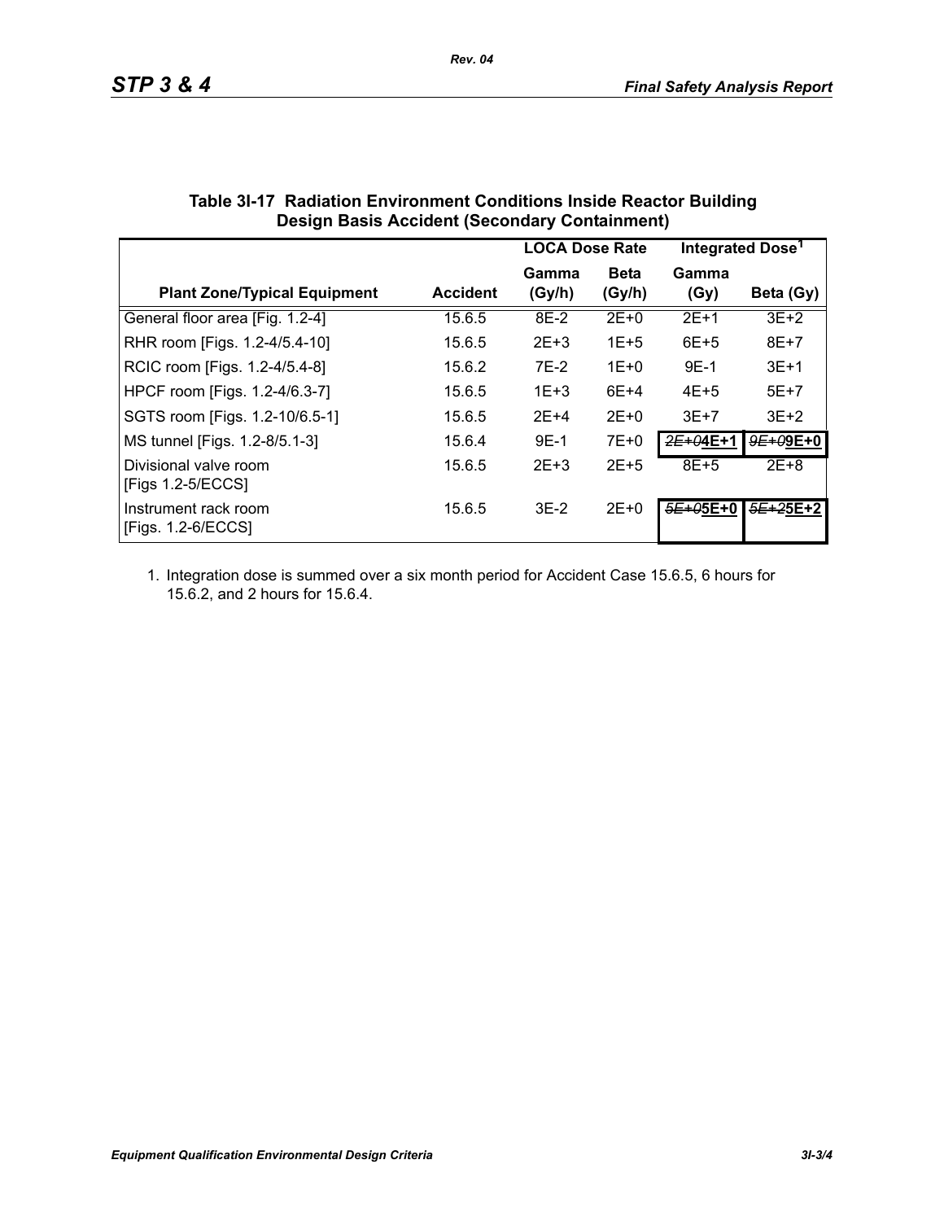**Table 3I-17 Radiation Environment Conditions Inside Reactor Building Design Basis Accident (Secondary Containment)**

| Plant Zone/Typical Equipment | Accident | LOCA Dose Rate | | Integrated Dose[1] | |
|---|---|---|---|---|---|
| | | Gamma (Gy/h) | Beta (Gy/h) | Gamma (Gy) | Beta (Gy) |
| General floor area [Fig. 1.2-4] | 15.6.5 | 8E-2 | 2E+0 | 2E+1 | 3E+2 |
| RHR room [Figs. 1.2-4/5.4-10] | 15.6.5 | 2E+3 | 1E+5 | 6E+5 | 8E+7 |
| RCIC room [Figs. 1.2-4/5.4-8] | 15.6.2 | 7E-2 | 1E+0 | 9E-1 | 3E+1 |
| HPCF room [Figs. 1.2-4/6.3-7] | 15.6.5 | 1E+3 | 6E+4 | 4E+5 | 5E+7 |
| SGTS room [Figs. 1.2-10/6.5-1] | 15.6.5 | 2E+4 | 2E+0 | 3E+7 | 3E+2 |
| MS tunnel [Figs. 1.2-8/5.1-3] | 15.6.4 | 9E-1 | 7E+0 | ~~2E+0~~**4E+1** | ~~9E+0~~**9E+0** |
| Divisional valve room [Figs 1.2-5/ECCS] | 15.6.5 | 2E+3 | 2E+5 | 8E+5 | 2E+8 |
| Instrument rack room [Figs. 1.2-6/ECCS] | 15.6.5 | 3E-2 | 2E+0 | ~~5E+0~~**5E+0** | ~~5E+2~~**5E+2** |

1. Integration dose is summed over a six month period for Accident Case 15.6.5, 6 hours for 15.6.2, and 2 hours for 15.6.4.